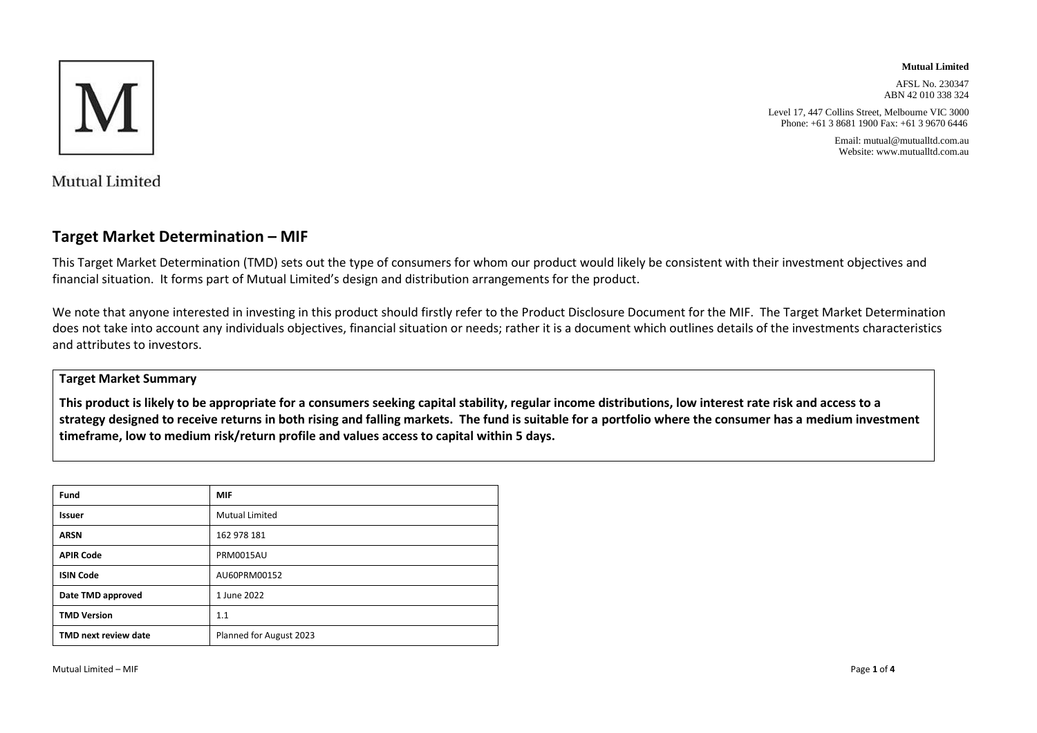**Mutual Limited**

AFSL No. 230347
ABN 42 010 338 324

Level 17, 447 Collins Street, Melbourne VIC 3000
Phone: +61 3 8681 1900 Fax: +61 3 9670 6446

Email: mutual@mutualltd.com.au
Website: www.mutualltd.com.au

Mutual Limited

## Target Market Determination – MIF

This Target Market Determination (TMD) sets out the type of consumers for whom our product would likely be consistent with their investment objectives and financial situation. It forms part of Mutual Limited's design and distribution arrangements for the product.

We note that anyone interested in investing in this product should firstly refer to the Product Disclosure Document for the MIF. The Target Market Determination does not take into account any individuals objectives, financial situation or needs; rather it is a document which outlines details of the investments characteristics and attributes to investors.

**Target Market Summary**

**This product is likely to be appropriate for a consumers seeking capital stability, regular income distributions, low interest rate risk and access to a strategy designed to receive returns in both rising and falling markets. The fund is suitable for a portfolio where the consumer has a medium investment timeframe, low to medium risk/return profile and values access to capital within 5 days.**

| Fund | MIF |
|---|---|
| **Issuer** | Mutual Limited |
| **ARSN** | 162 978 181 |
| **APIR Code** | PRM0015AU |
| **ISIN Code** | AU60PRM00152 |
| **Date TMD approved** | 1 June 2022 |
| **TMD Version** | 1.1 |
| **TMD next review date** | Planned for August 2023 |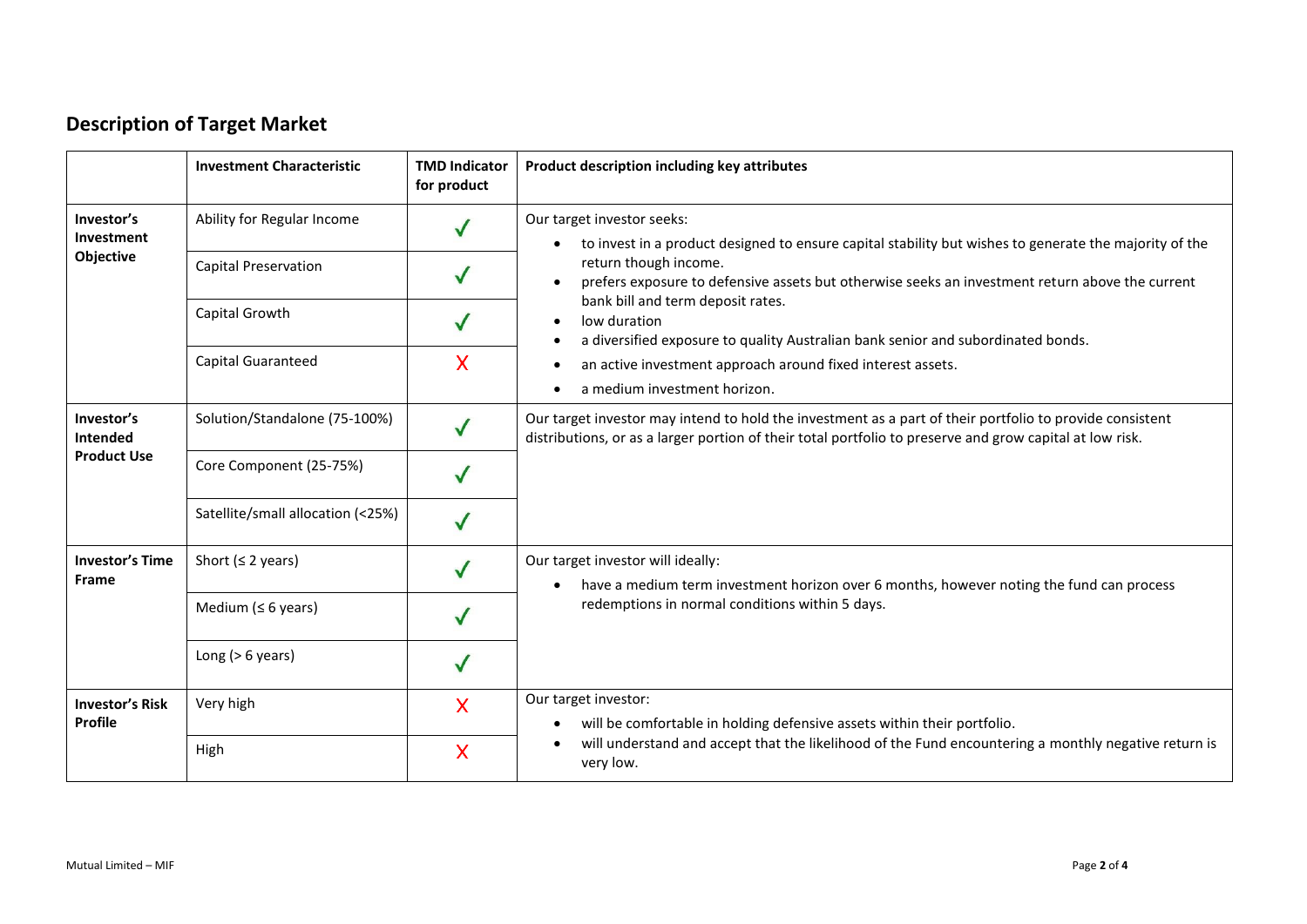## Description of Target Market

| | Investment Characteristic | TMD Indicator for product | Product description including key attributes |
|---|---|---|---|
| **Investor's Investment Objective** | Ability for Regular Income | ✓ | Our target investor seeks:<br>• to invest in a product designed to ensure capital stability but wishes to generate the majority of the return though income.<br>• prefers exposure to defensive assets but otherwise seeks an investment return above the current bank bill and term deposit rates.<br>• low duration<br>• a diversified exposure to quality Australian bank senior and subordinated bonds.<br>• an active investment approach around fixed interest assets.<br>• a medium investment horizon. |
| | Capital Preservation | ✓ | |
| | Capital Growth | ✓ | |
| | Capital Guaranteed | X | |
| **Investor's Intended Product Use** | Solution/Standalone (75-100%) | ✓ | Our target investor may intend to hold the investment as a part of their portfolio to provide consistent distributions, or as a larger portion of their total portfolio to preserve and grow capital at low risk. |
| | Core Component (25-75%) | ✓ | |
| | Satellite/small allocation (<25%) | ✓ | |
| **Investor's Time Frame** | Short (≤ 2 years) | ✓ | Our target investor will ideally:<br>• have a medium term investment horizon over 6 months, however noting the fund can process redemptions in normal conditions within 5 days. |
| | Medium (≤ 6 years) | ✓ | |
| | Long (> 6 years) | ✓ | |
| **Investor's Risk Profile** | Very high | X | Our target investor:<br>• will be comfortable in holding defensive assets within their portfolio.<br>• will understand and accept that the likelihood of the Fund encountering a monthly negative return is very low. |
| | High | X | |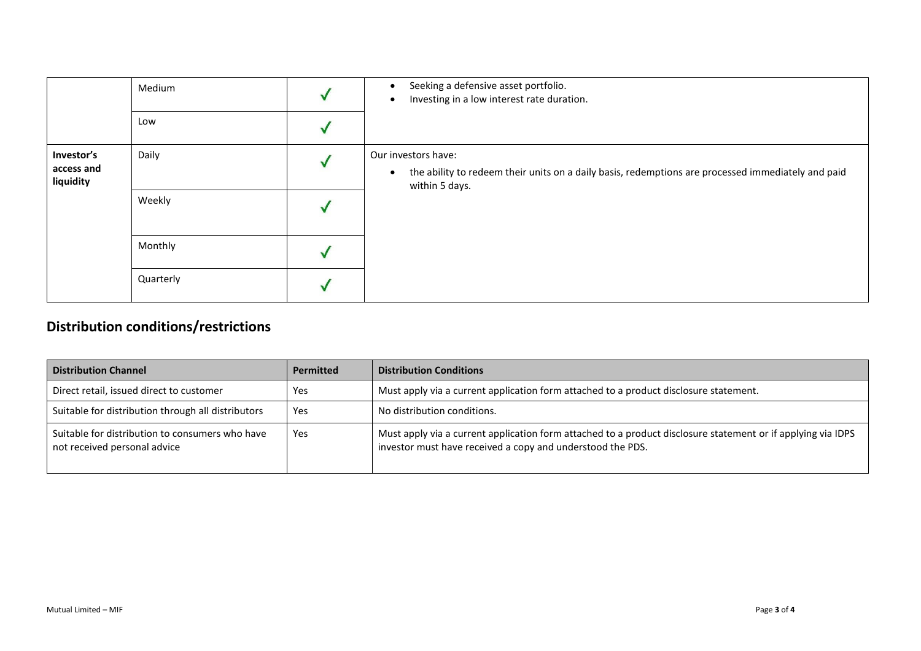| | | | |
|---|---|---|---|
| | Medium | ✓ | • Seeking a defensive asset portfolio.<br>• Investing in a low interest rate duration. |
| | Low | ✓ | |
| **Investor's access and liquidity** | Daily | ✓ | Our investors have:<br>• the ability to redeem their units on a daily basis, redemptions are processed immediately and paid within 5 days. |
| | Weekly | ✓ | |
| | Monthly | ✓ | |
| | Quarterly | ✓ | |

## Distribution conditions/restrictions

| Distribution Channel | Permitted | Distribution Conditions |
|---|---|---|
| Direct retail, issued direct to customer | Yes | Must apply via a current application form attached to a product disclosure statement. |
| Suitable for distribution through all distributors | Yes | No distribution conditions. |
| Suitable for distribution to consumers who have not received personal advice | Yes | Must apply via a current application form attached to a product disclosure statement or if applying via IDPS investor must have received a copy and understood the PDS. |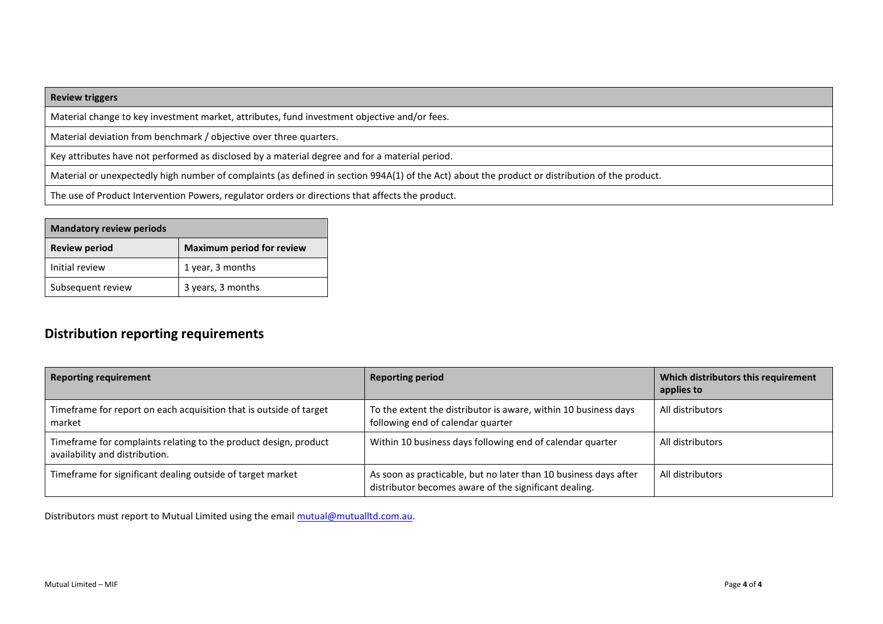| Review triggers |
| --- |
| Material change to key investment market, attributes, fund investment objective and/or fees. |
| Material deviation from benchmark / objective over three quarters. |
| Key attributes have not performed as disclosed by a material degree and for a material period. |
| Material or unexpectedly high number of complaints (as defined in section 994A(1) of the Act) about the product or distribution of the product. |
| The use of Product Intervention Powers, regulator orders or directions that affects the product. |

| Mandatory review periods | |
| --- | --- |
| **Review period** | **Maximum period for review** |
| Initial review | 1 year, 3 months |
| Subsequent review | 3 years, 3 months |

## Distribution reporting requirements

| Reporting requirement | Reporting period | Which distributors this requirement applies to |
| --- | --- | --- |
| Timeframe for report on each acquisition that is outside of target market | To the extent the distributor is aware, within 10 business days following end of calendar quarter | All distributors |
| Timeframe for complaints relating to the product design, product availability and distribution. | Within 10 business days following end of calendar quarter | All distributors |
| Timeframe for significant dealing outside of target market | As soon as practicable, but no later than 10 business days after distributor becomes aware of the significant dealing. | All distributors |

Distributors must report to Mutual Limited using the email mutual@mutualltd.com.au.